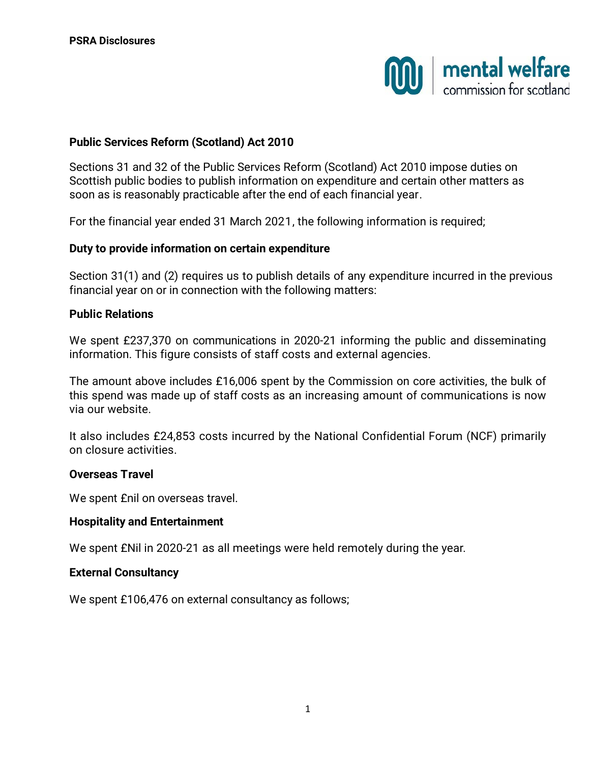**PSRA Disclosures**

## Public Services Reform (Scotland) Act 2010

Sections 31 and 32 of the Public Services Reform (Scotland) Act 2010 impose duties on Scottish public bodies to publish information on expenditure and certain other matters as soon as is reasonably practicable after the end of each financial year.

For the financial year ended 31 March 2021, the following information is required;

### Duty to provide information on certain expenditure

Section 31(1) and (2) requires us to publish details of any expenditure incurred in the previous financial year on or in connection with the following matters:

### Public Relations

We spent £237,370 on communications in 2020-21 informing the public and disseminating information. This figure consists of staff costs and external agencies.

The amount above includes £16,006 spent by the Commission on core activities, the bulk of this spend was made up of staff costs as an increasing amount of communications is now via our website.

It also includes £24,853 costs incurred by the National Confidential Forum (NCF) primarily on closure activities.

### Overseas Travel

We spent £nil on overseas travel.

### Hospitality and Entertainment

We spent £Nil in 2020-21 as all meetings were held remotely during the year.

### External Consultancy

We spent £106,476 on external consultancy as follows;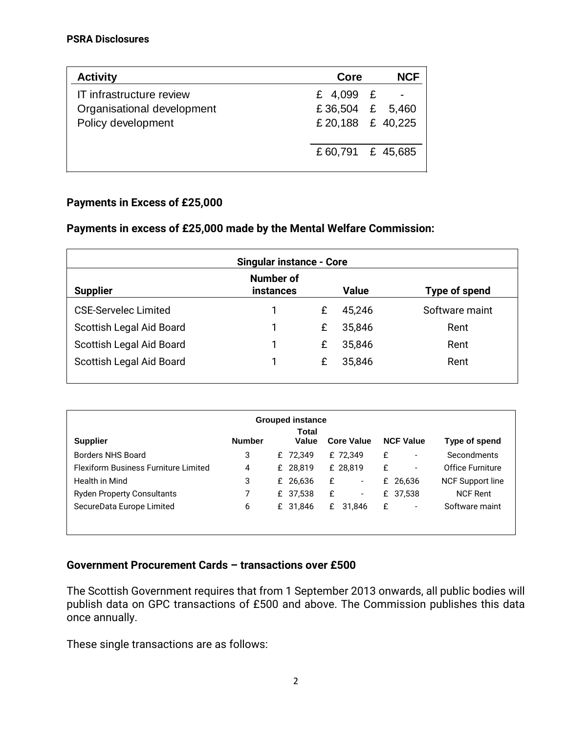**PSRA Disclosures**

| Activity | Core | NCF |
| --- | --- | --- |
| IT infrastructure review | £ 4,099 | £ - |
| Organisational development | £ 36,504 | £ 5,460 |
| Policy development | £ 20,188 | £ 40,225 |
| | £ 60,791 | £ 45,685 |

## Payments in Excess of £25,000

### Payments in excess of £25,000 made by the Mental Welfare Commission:

| Singular instance - Core | | | |
| --- | --- | --- | --- |
| **Supplier** | **Number of instances** | **Value** | **Type of spend** |
| CSE-Servelec Limited | 1 | £ 45,246 | Software maint |
| Scottish Legal Aid Board | 1 | £ 35,846 | Rent |
| Scottish Legal Aid Board | 1 | £ 35,846 | Rent |
| Scottish Legal Aid Board | 1 | £ 35,846 | Rent |

| Grouped instance | | | | | |
| --- | --- | --- | --- | --- | --- |
| **Supplier** | **Number** | **Total Value** | **Core Value** | **NCF Value** | **Type of spend** |
| Borders NHS Board | 3 | £ 72,349 | £ 72,349 | £ - | Secondments |
| Flexiform Business Furniture Limited | 4 | £ 28,819 | £ 28,819 | £ - | Office Furniture |
| Health in Mind | 3 | £ 26,636 | £ - | £ 26,636 | NCF Support line |
| Ryden Property Consultants | 7 | £ 37,538 | £ - | £ 37,538 | NCF Rent |
| SecureData Europe Limited | 6 | £ 31,846 | £ 31,846 | £ - | Software maint |

## Government Procurement Cards – transactions over £500

The Scottish Government requires that from 1 September 2013 onwards, all public bodies will publish data on GPC transactions of £500 and above. The Commission publishes this data once annually.

These single transactions are as follows: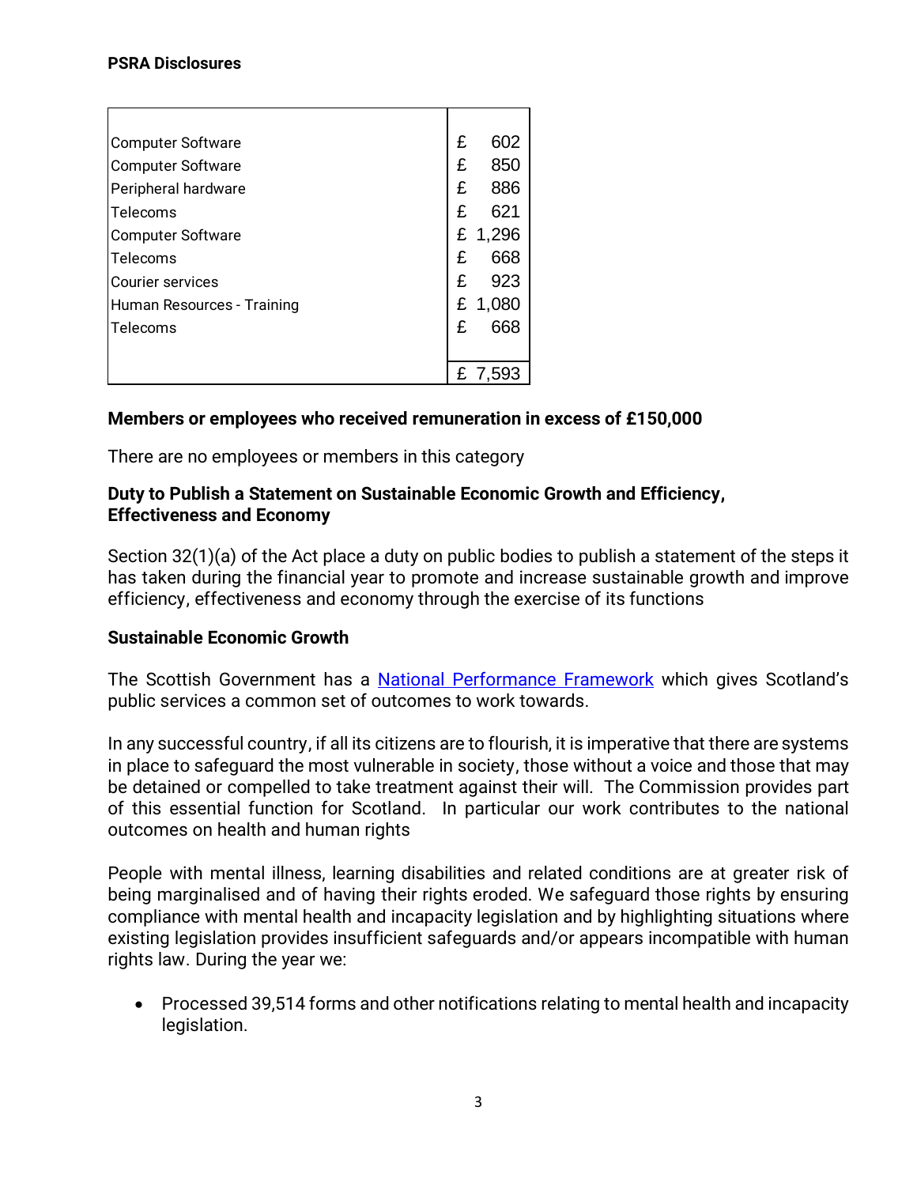**PSRA Disclosures**

| | |
|---|---|
| Computer Software | £ 602 |
| Computer Software | £ 850 |
| Peripheral hardware | £ 886 |
| Telecoms | £ 621 |
| Computer Software | £ 1,296 |
| Telecoms | £ 668 |
| Courier services | £ 923 |
| Human Resources - Training | £ 1,080 |
| Telecoms | £ 668 |
| | £ 7,593 |

**Members or employees who received remuneration in excess of £150,000**

There are no employees or members in this category

**Duty to Publish a Statement on Sustainable Economic Growth and Efficiency, Effectiveness and Economy**

Section 32(1)(a) of the Act place a duty on public bodies to publish a statement of the steps it has taken during the financial year to promote and increase sustainable growth and improve efficiency, effectiveness and economy through the exercise of its functions

**Sustainable Economic Growth**

The Scottish Government has a National Performance Framework which gives Scotland's public services a common set of outcomes to work towards.

In any successful country, if all its citizens are to flourish, it is imperative that there are systems in place to safeguard the most vulnerable in society, those without a voice and those that may be detained or compelled to take treatment against their will. The Commission provides part of this essential function for Scotland. In particular our work contributes to the national outcomes on health and human rights

People with mental illness, learning disabilities and related conditions are at greater risk of being marginalised and of having their rights eroded. We safeguard those rights by ensuring compliance with mental health and incapacity legislation and by highlighting situations where existing legislation provides insufficient safeguards and/or appears incompatible with human rights law. During the year we:

- Processed 39,514 forms and other notifications relating to mental health and incapacity legislation.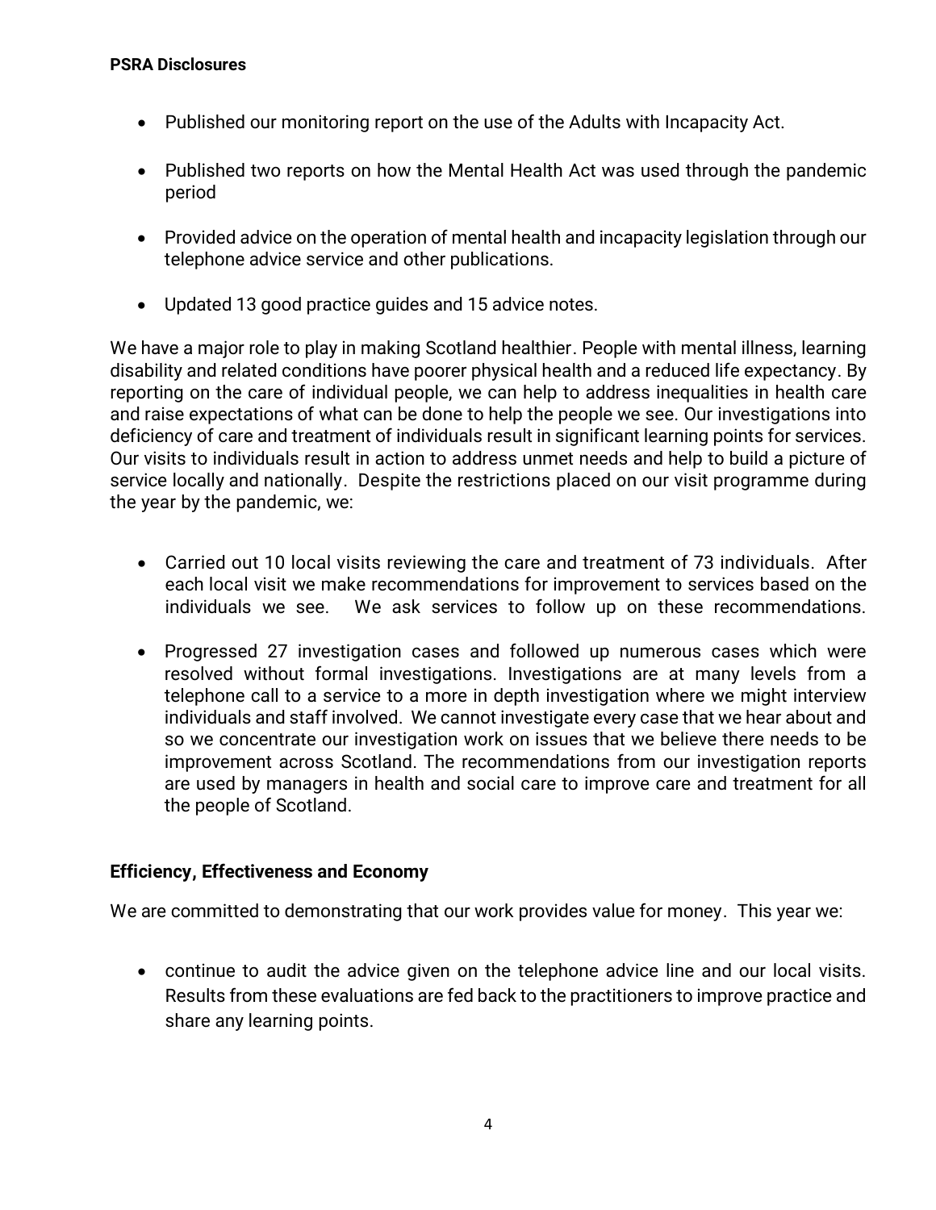- Published our monitoring report on the use of the Adults with Incapacity Act.

- Published two reports on how the Mental Health Act was used through the pandemic period

- Provided advice on the operation of mental health and incapacity legislation through our telephone advice service and other publications.

- Updated 13 good practice guides and 15 advice notes.

We have a major role to play in making Scotland healthier. People with mental illness, learning disability and related conditions have poorer physical health and a reduced life expectancy. By reporting on the care of individual people, we can help to address inequalities in health care and raise expectations of what can be done to help the people we see. Our investigations into deficiency of care and treatment of individuals result in significant learning points for services. Our visits to individuals result in action to address unmet needs and help to build a picture of service locally and nationally. Despite the restrictions placed on our visit programme during the year by the pandemic, we:

- Carried out 10 local visits reviewing the care and treatment of 73 individuals. After each local visit we make recommendations for improvement to services based on the individuals we see. We ask services to follow up on these recommendations.

- Progressed 27 investigation cases and followed up numerous cases which were resolved without formal investigations. Investigations are at many levels from a telephone call to a service to a more in depth investigation where we might interview individuals and staff involved. We cannot investigate every case that we hear about and so we concentrate our investigation work on issues that we believe there needs to be improvement across Scotland. The recommendations from our investigation reports are used by managers in health and social care to improve care and treatment for all the people of Scotland.

**Efficiency, Effectiveness and Economy**

We are committed to demonstrating that our work provides value for money. This year we:

- continue to audit the advice given on the telephone advice line and our local visits. Results from these evaluations are fed back to the practitioners to improve practice and share any learning points.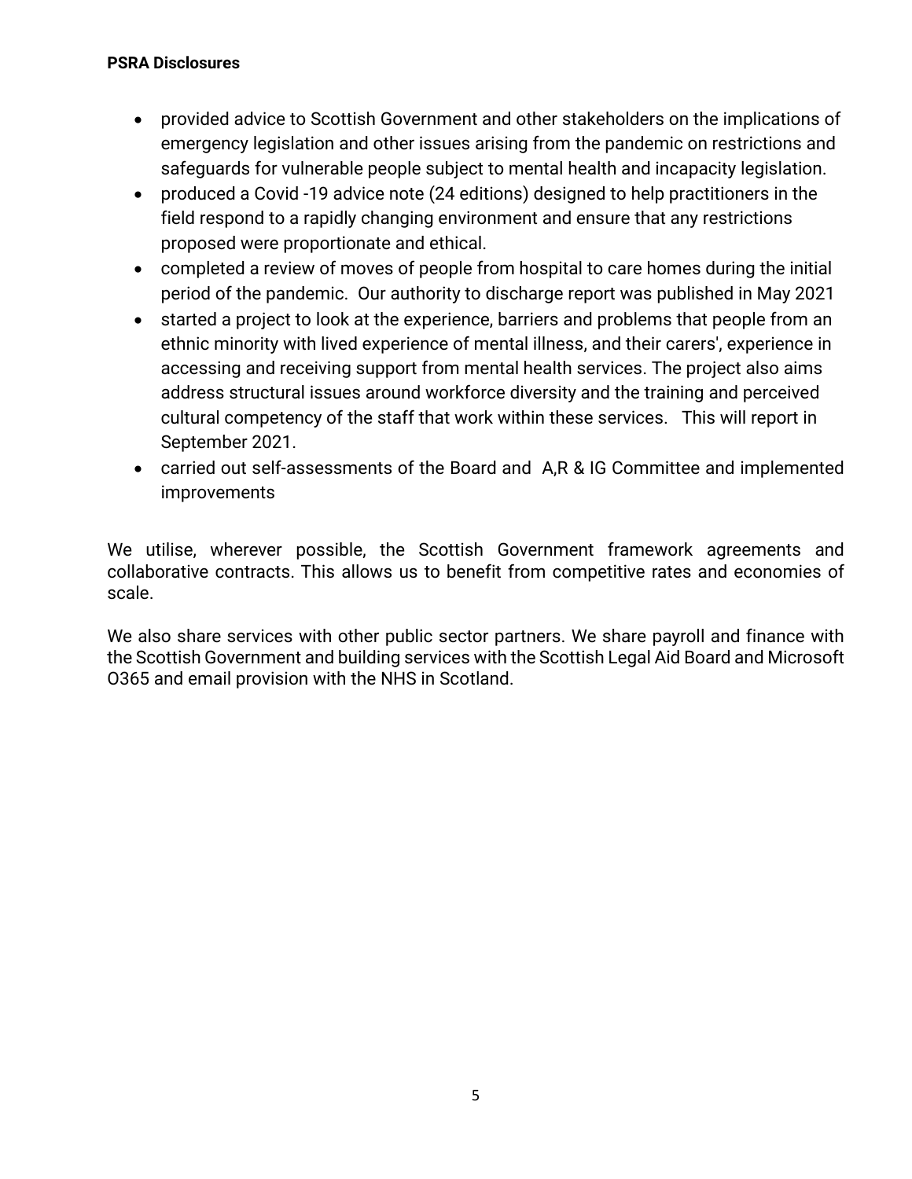**PSRA Disclosures**

- provided advice to Scottish Government and other stakeholders on the implications of emergency legislation and other issues arising from the pandemic on restrictions and safeguards for vulnerable people subject to mental health and incapacity legislation.
- produced a Covid -19 advice note (24 editions) designed to help practitioners in the field respond to a rapidly changing environment and ensure that any restrictions proposed were proportionate and ethical.
- completed a review of moves of people from hospital to care homes during the initial period of the pandemic. Our authority to discharge report was published in May 2021
- started a project to look at the experience, barriers and problems that people from an ethnic minority with lived experience of mental illness, and their carers', experience in accessing and receiving support from mental health services. The project also aims address structural issues around workforce diversity and the training and perceived cultural competency of the staff that work within these services. This will report in September 2021.
- carried out self-assessments of the Board and A,R & IG Committee and implemented improvements

We utilise, wherever possible, the Scottish Government framework agreements and collaborative contracts. This allows us to benefit from competitive rates and economies of scale.

We also share services with other public sector partners. We share payroll and finance with the Scottish Government and building services with the Scottish Legal Aid Board and Microsoft O365 and email provision with the NHS in Scotland.